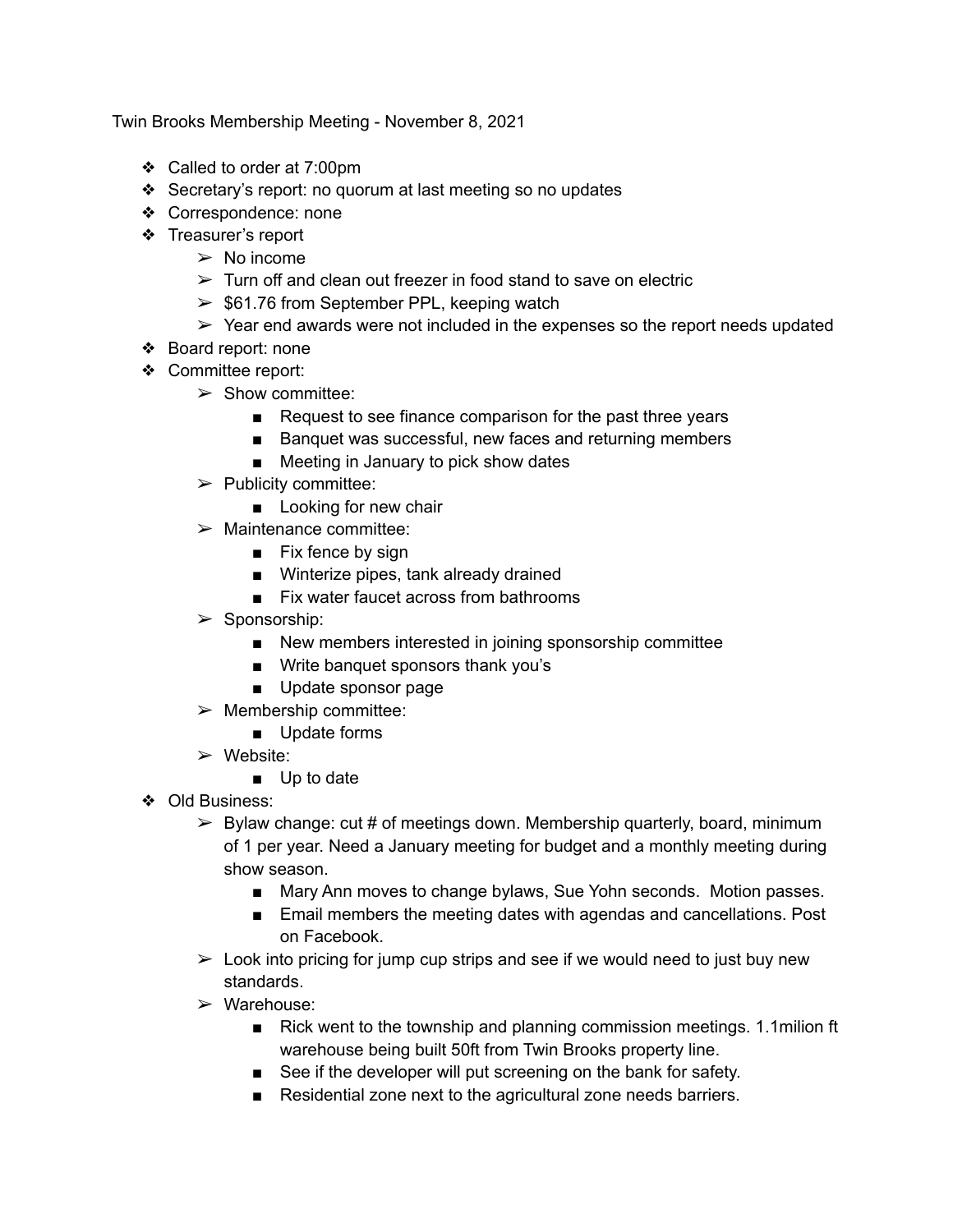Twin Brooks Membership Meeting - November 8, 2021

- Called to order at 7:00pm
- Secretary's report: no quorum at last meeting so no updates
- Correspondence: none
- Treasurer's report
    - No income
    - Turn off and clean out freezer in food stand to save on electric
    - $61.76 from September PPL, keeping watch
    - Year end awards were not included in the expenses so the report needs updated
- Board report: none
- Committee report:
    - Show committee:
        - Request to see finance comparison for the past three years
        - Banquet was successful, new faces and returning members
        - Meeting in January to pick show dates
    - Publicity committee:
        - Looking for new chair
    - Maintenance committee:
        - Fix fence by sign
        - Winterize pipes, tank already drained
        - Fix water faucet across from bathrooms
    - Sponsorship:
        - New members interested in joining sponsorship committee
        - Write banquet sponsors thank you's
        - Update sponsor page
    - Membership committee:
        - Update forms
    - Website:
        - Up to date
- Old Business:
    - Bylaw change: cut # of meetings down. Membership quarterly, board, minimum of 1 per year. Need a January meeting for budget and a monthly meeting during show season.
        - Mary Ann moves to change bylaws, Sue Yohn seconds. Motion passes.
        - Email members the meeting dates with agendas and cancellations. Post on Facebook.
    - Look into pricing for jump cup strips and see if we would need to just buy new standards.
    - Warehouse:
        - Rick went to the township and planning commission meetings. 1.1milion ft warehouse being built 50ft from Twin Brooks property line.
        - See if the developer will put screening on the bank for safety.
        - Residential zone next to the agricultural zone needs barriers.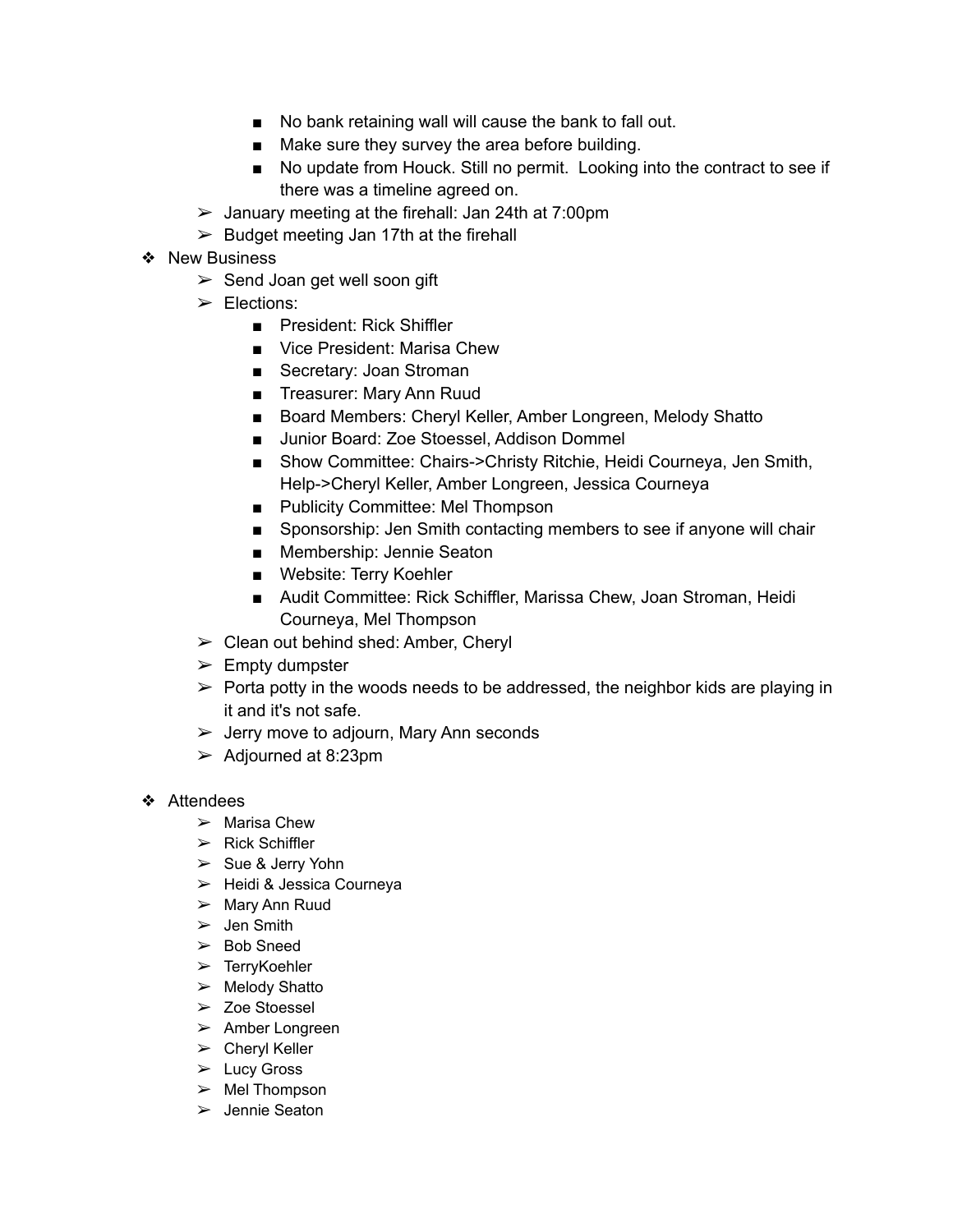- No bank retaining wall will cause the bank to fall out.
        - Make sure they survey the area before building.
        - No update from Houck. Still no permit. Looking into the contract to see if there was a timeline agreed on.
    - January meeting at the firehall: Jan 24th at 7:00pm
    - Budget meeting Jan 17th at the firehall
- New Business
    - Send Joan get well soon gift
    - Elections:
        - President: Rick Shiffler
        - Vice President: Marisa Chew
        - Secretary: Joan Stroman
        - Treasurer: Mary Ann Ruud
        - Board Members: Cheryl Keller, Amber Longreen, Melody Shatto
        - Junior Board: Zoe Stoessel, Addison Dommel
        - Show Committee: Chairs->Christy Ritchie, Heidi Courneya, Jen Smith, Help->Cheryl Keller, Amber Longreen, Jessica Courneya
        - Publicity Committee: Mel Thompson
        - Sponsorship: Jen Smith contacting members to see if anyone will chair
        - Membership: Jennie Seaton
        - Website: Terry Koehler
        - Audit Committee: Rick Schiffler, Marissa Chew, Joan Stroman, Heidi Courneya, Mel Thompson
    - Clean out behind shed: Amber, Cheryl
    - Empty dumpster
    - Porta potty in the woods needs to be addressed, the neighbor kids are playing in it and it's not safe.
    - Jerry move to adjourn, Mary Ann seconds
    - Adjourned at 8:23pm

- Attendees
    - Marisa Chew
    - Rick Schiffler
    - Sue & Jerry Yohn
    - Heidi & Jessica Courneya
    - Mary Ann Ruud
    - Jen Smith
    - Bob Sneed
    - TerryKoehler
    - Melody Shatto
    - Zoe Stoessel
    - Amber Longreen
    - Cheryl Keller
    - Lucy Gross
    - Mel Thompson
    - Jennie Seaton